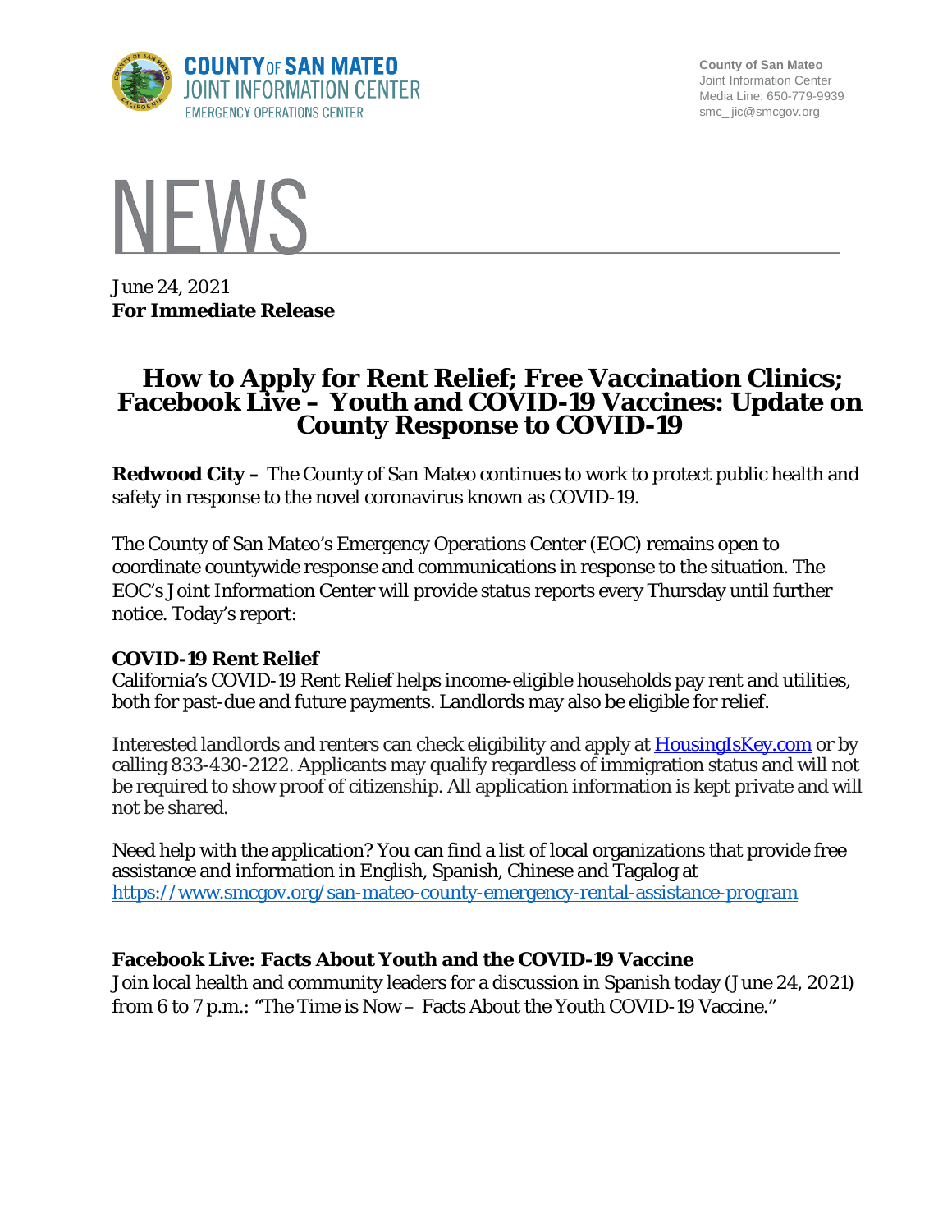COUNTY OF SAN MATEO
JOINT INFORMATION CENTER
EMERGENCY OPERATIONS CENTER

County of San Mateo
Joint Information Center
Media Line: 650-779-9939
smc_ jic@smcgov.org

# NEWS

June 24, 2021
**For Immediate Release**

## How to Apply for Rent Relief; Free Vaccination Clinics; Facebook Live – Youth and COVID-19 Vaccines: Update on County Response to COVID-19

**Redwood City –** The County of San Mateo continues to work to protect public health and safety in response to the novel coronavirus known as COVID-19.

The County of San Mateo's Emergency Operations Center (EOC) remains open to coordinate countywide response and communications in response to the situation. The EOC's Joint Information Center will provide status reports every Thursday until further notice. Today's report:

### COVID-19 Rent Relief

California's COVID-19 Rent Relief helps income-eligible households pay rent and utilities, both for past-due and future payments. Landlords may also be eligible for relief.

Interested landlords and renters can check eligibility and apply at HousingIsKey.com or by calling 833-430-2122. Applicants may qualify regardless of immigration status and will not be required to show proof of citizenship. All application information is kept private and will not be shared.

Need help with the application? You can find a list of local organizations that provide free assistance and information in English, Spanish, Chinese and Tagalog at https://www.smcgov.org/san-mateo-county-emergency-rental-assistance-program

### Facebook Live: Facts About Youth and the COVID-19 Vaccine

Join local health and community leaders for a discussion in Spanish today (June 24, 2021) from 6 to 7 p.m.: "The Time is Now – Facts About the Youth COVID-19 Vaccine."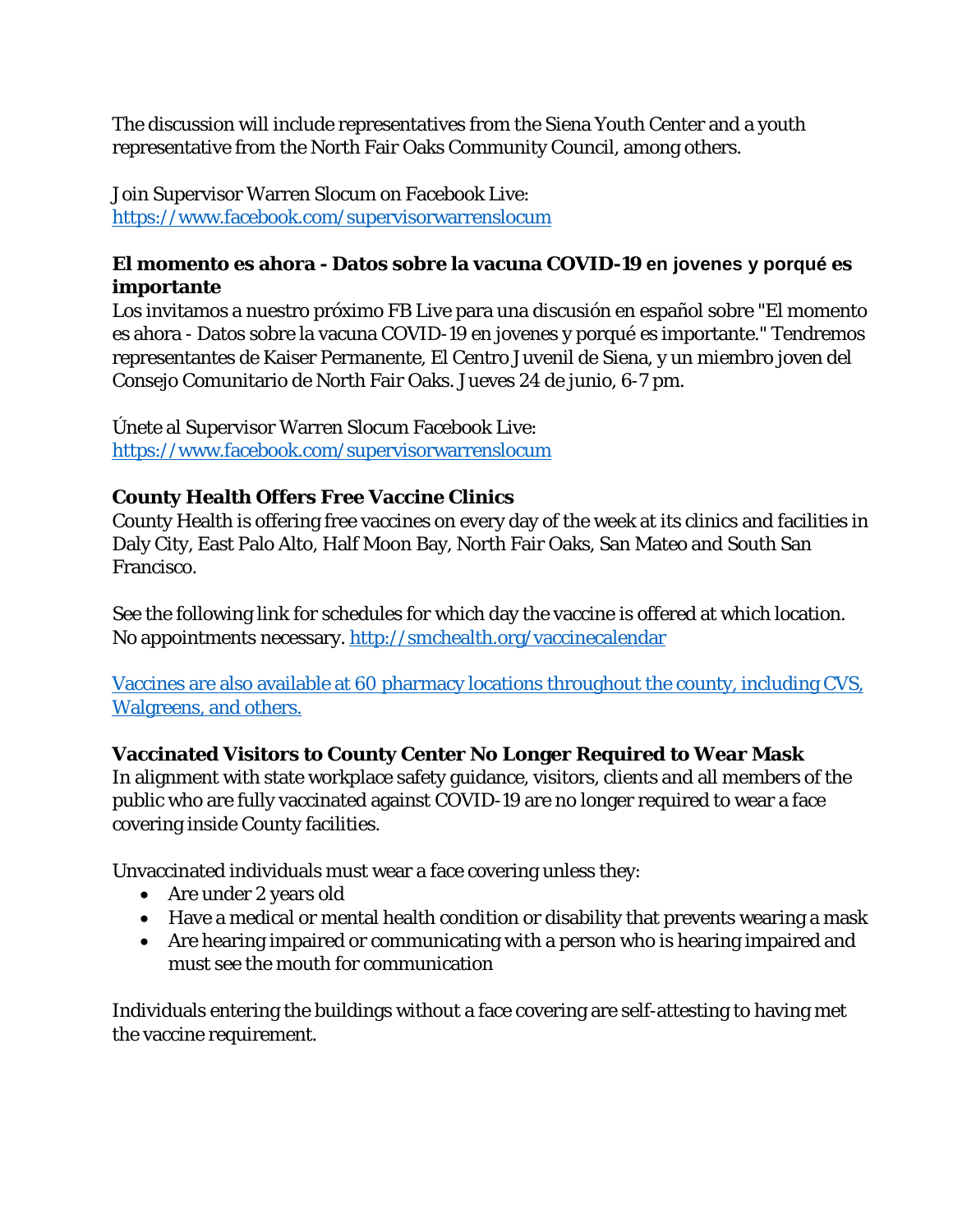The discussion will include representatives from the Siena Youth Center and a youth representative from the North Fair Oaks Community Council, among others.

Join Supervisor Warren Slocum on Facebook Live:
[https://www.facebook.com/supervisorwarrenslocum](https://www.facebook.com/supervisorwarrenslocum)

### El momento es ahora - Datos sobre la vacuna COVID-19 en jovenes y porqué es importante

Los invitamos a nuestro próximo FB Live para una discusión en español sobre "El momento es ahora - Datos sobre la vacuna COVID-19 en jovenes y porqué es importante." Tendremos representantes de Kaiser Permanente, El Centro Juvenil de Siena, y un miembro joven del Consejo Comunitario de North Fair Oaks. Jueves 24 de junio, 6-7 pm.

Únete al Supervisor Warren Slocum Facebook Live:
[https://www.facebook.com/supervisorwarrenslocum](https://www.facebook.com/supervisorwarrenslocum)

### County Health Offers Free Vaccine Clinics

County Health is offering free vaccines on every day of the week at its clinics and facilities in Daly City, East Palo Alto, Half Moon Bay, North Fair Oaks, San Mateo and South San Francisco.

See the following link for schedules for which day the vaccine is offered at which location. No appointments necessary. [http://smchealth.org/vaccinecalendar](http://smchealth.org/vaccinecalendar)

Vaccines are also available at 60 pharmacy locations throughout the county, including CVS, Walgreens, and others.

### Vaccinated Visitors to County Center No Longer Required to Wear Mask

In alignment with state workplace safety guidance, visitors, clients and all members of the public who are fully vaccinated against COVID-19 are no longer required to wear a face covering inside County facilities.

Unvaccinated individuals must wear a face covering unless they:

- Are under 2 years old
- Have a medical or mental health condition or disability that prevents wearing a mask
- Are hearing impaired or communicating with a person who is hearing impaired and must see the mouth for communication

Individuals entering the buildings without a face covering are self-attesting to having met the vaccine requirement.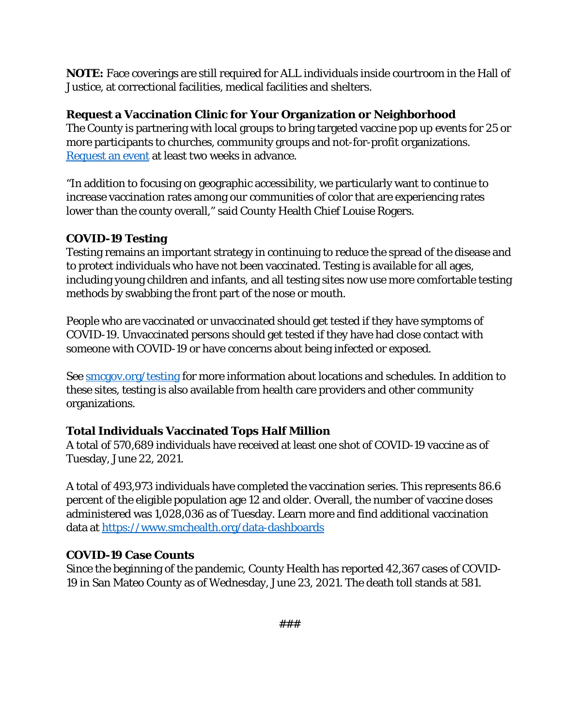**NOTE:** Face coverings are still required for ALL individuals inside courtroom in the Hall of Justice, at correctional facilities, medical facilities and shelters.

### Request a Vaccination Clinic for Your Organization or Neighborhood

The County is partnering with local groups to bring targeted vaccine pop up events for 25 or more participants to churches, community groups and not-for-profit organizations. [Request an event](#) at least two weeks in advance.

"In addition to focusing on geographic accessibility, we particularly want to continue to increase vaccination rates among our communities of color that are experiencing rates lower than the county overall," said County Health Chief Louise Rogers.

### COVID-19 Testing

Testing remains an important strategy in continuing to reduce the spread of the disease and to protect individuals who have not been vaccinated. Testing is available for all ages, including young children and infants, and all testing sites now use more comfortable testing methods by swabbing the front part of the nose or mouth.

People who are vaccinated or unvaccinated should get tested if they have symptoms of COVID-19. Unvaccinated persons should get tested if they have had close contact with someone with COVID-19 or have concerns about being infected or exposed.

See [smcgov.org/testing](https://smcgov.org/testing) for more information about locations and schedules. In addition to these sites, testing is also available from health care providers and other community organizations.

### Total Individuals Vaccinated Tops Half Million

A total of 570,689 individuals have received at least one shot of COVID-19 vaccine as of Tuesday, June 22, 2021.

A total of 493,973 individuals have completed the vaccination series. This represents 86.6 percent of the eligible population age 12 and older. Overall, the number of vaccine doses administered was 1,028,036 as of Tuesday. Learn more and find additional vaccination data at [https://www.smchealth.org/data-dashboards](https://www.smchealth.org/data-dashboards)

### COVID-19 Case Counts

Since the beginning of the pandemic, County Health has reported 42,367 cases of COVID-19 in San Mateo County as of Wednesday, June 23, 2021. The death toll stands at 581.

###